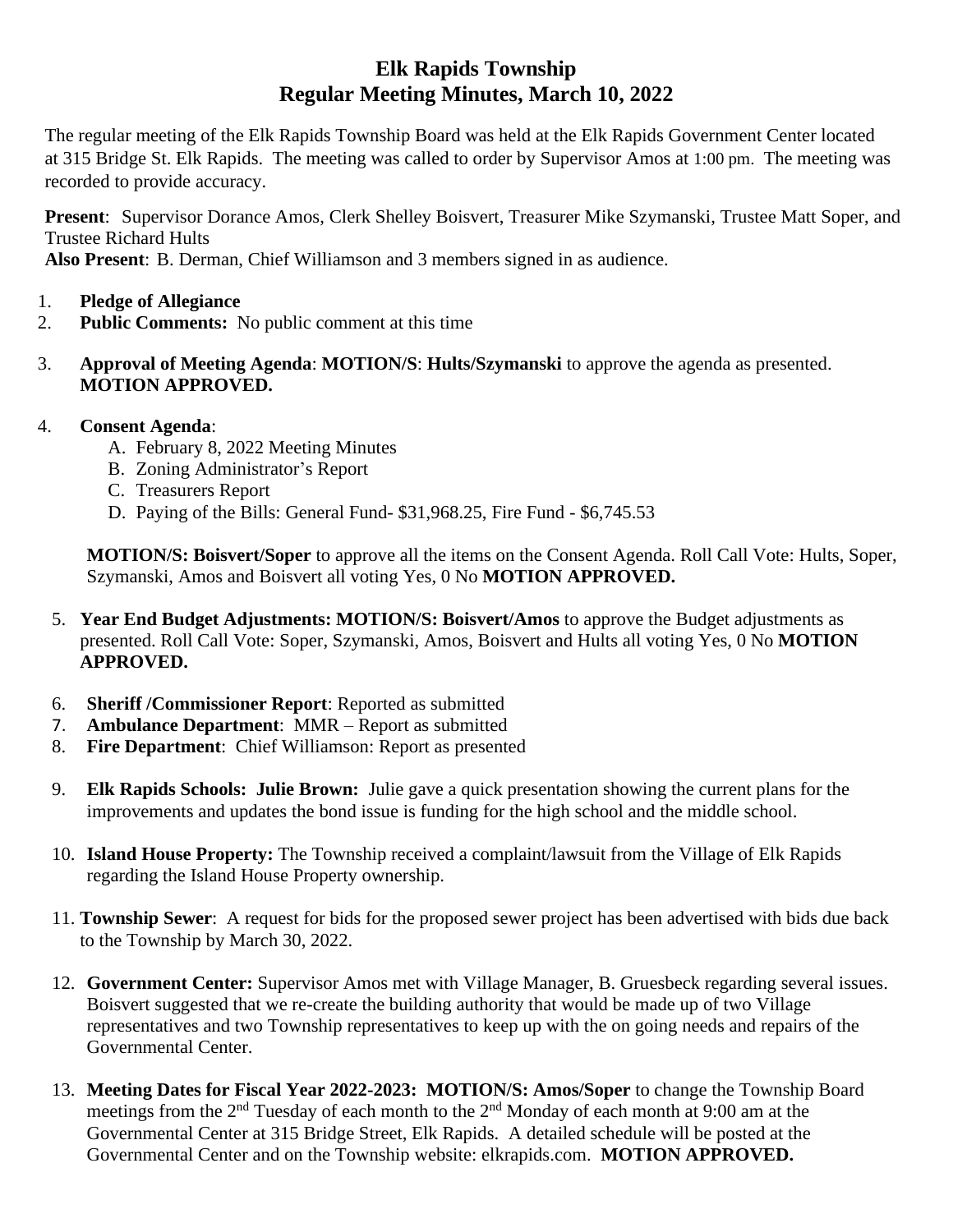# Elk Rapids Township
## Regular Meeting Minutes, March 10, 2022

The regular meeting of the Elk Rapids Township Board was held at the Elk Rapids Government Center located at 315 Bridge St. Elk Rapids. The meeting was called to order by Supervisor Amos at 1:00 pm. The meeting was recorded to provide accuracy.

**Present**: Supervisor Dorance Amos, Clerk Shelley Boisvert, Treasurer Mike Szymanski, Trustee Matt Soper, and Trustee Richard Hults
**Also Present**: B. Derman, Chief Williamson and 3 members signed in as audience.

1. **Pledge of Allegiance**
2. **Public Comments:** No public comment at this time
3. **Approval of Meeting Agenda**: **MOTION/S**: **Hults/Szymanski** to approve the agenda as presented. **MOTION APPROVED.**
4. **Consent Agenda**:
   A. February 8, 2022 Meeting Minutes
   B. Zoning Administrator's Report
   C. Treasurers Report
   D. Paying of the Bills: General Fund- $31,968.25, Fire Fund - $6,745.53

   **MOTION/S: Boisvert/Soper** to approve all the items on the Consent Agenda. Roll Call Vote: Hults, Soper, Szymanski, Amos and Boisvert all voting Yes, 0 No **MOTION APPROVED.**

5. **Year End Budget Adjustments: MOTION/S: Boisvert/Amos** to approve the Budget adjustments as presented. Roll Call Vote: Soper, Szymanski, Amos, Boisvert and Hults all voting Yes, 0 No **MOTION APPROVED.**
6. **Sheriff /Commissioner Report**: Reported as submitted
7. **Ambulance Department**: MMR – Report as submitted
8. **Fire Department**: Chief Williamson: Report as presented
9. **Elk Rapids Schools: Julie Brown:** Julie gave a quick presentation showing the current plans for the improvements and updates the bond issue is funding for the high school and the middle school.
10. **Island House Property:** The Township received a complaint/lawsuit from the Village of Elk Rapids regarding the Island House Property ownership.
11. **Township Sewer**: A request for bids for the proposed sewer project has been advertised with bids due back to the Township by March 30, 2022.
12. **Government Center:** Supervisor Amos met with Village Manager, B. Gruesbeck regarding several issues. Boisvert suggested that we re-create the building authority that would be made up of two Village representatives and two Township representatives to keep up with the on going needs and repairs of the Governmental Center.
13. **Meeting Dates for Fiscal Year 2022-2023: MOTION/S: Amos/Soper** to change the Township Board meetings from the 2nd Tuesday of each month to the 2nd Monday of each month at 9:00 am at the Governmental Center at 315 Bridge Street, Elk Rapids. A detailed schedule will be posted at the Governmental Center and on the Township website: elkrapids.com. **MOTION APPROVED.**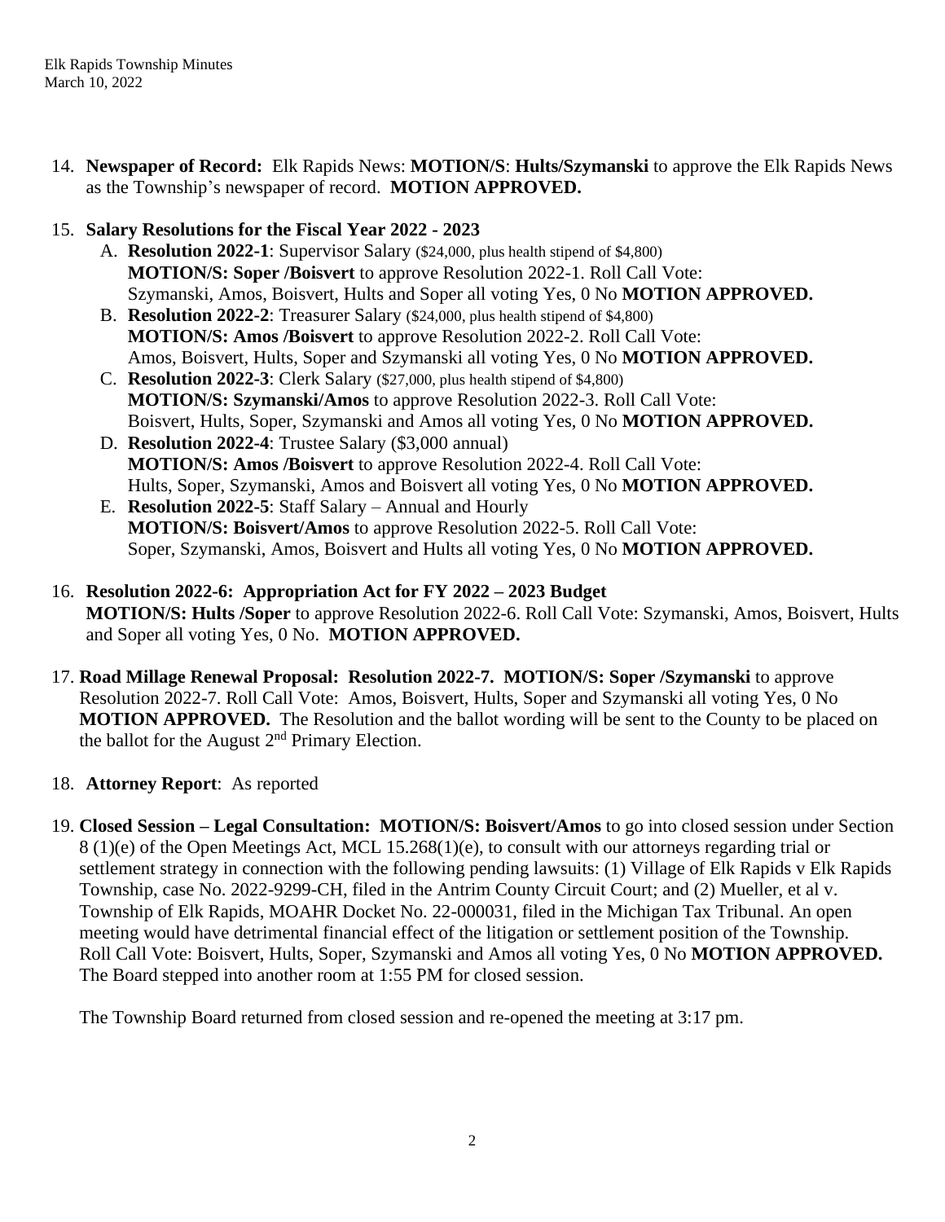14. **Newspaper of Record:** Elk Rapids News: **MOTION/S**: **Hults/Szymanski** to approve the Elk Rapids News as the Township's newspaper of record. **MOTION APPROVED.**

15. **Salary Resolutions for the Fiscal Year 2022 - 2023**
    A. **Resolution 2022-1**: Supervisor Salary ($24,000, plus health stipend of $4,800)
    **MOTION/S: Soper /Boisvert** to approve Resolution 2022-1. Roll Call Vote: Szymanski, Amos, Boisvert, Hults and Soper all voting Yes, 0 No **MOTION APPROVED.**
    B. **Resolution 2022-2**: Treasurer Salary ($24,000, plus health stipend of $4,800)
    **MOTION/S: Amos /Boisvert** to approve Resolution 2022-2. Roll Call Vote: Amos, Boisvert, Hults, Soper and Szymanski all voting Yes, 0 No **MOTION APPROVED.**
    C. **Resolution 2022-3**: Clerk Salary ($27,000, plus health stipend of $4,800)
    **MOTION/S: Szymanski/Amos** to approve Resolution 2022-3. Roll Call Vote: Boisvert, Hults, Soper, Szymanski and Amos all voting Yes, 0 No **MOTION APPROVED.**
    D. **Resolution 2022-4**: Trustee Salary ($3,000 annual)
    **MOTION/S: Amos /Boisvert** to approve Resolution 2022-4. Roll Call Vote: Hults, Soper, Szymanski, Amos and Boisvert all voting Yes, 0 No **MOTION APPROVED.**
    E. **Resolution 2022-5**: Staff Salary – Annual and Hourly
    **MOTION/S: Boisvert/Amos** to approve Resolution 2022-5. Roll Call Vote: Soper, Szymanski, Amos, Boisvert and Hults all voting Yes, 0 No **MOTION APPROVED.**

16. **Resolution 2022-6: Appropriation Act for FY 2022 – 2023 Budget**
    **MOTION/S: Hults /Soper** to approve Resolution 2022-6. Roll Call Vote: Szymanski, Amos, Boisvert, Hults and Soper all voting Yes, 0 No. **MOTION APPROVED.**

17. **Road Millage Renewal Proposal: Resolution 2022-7. MOTION/S: Soper /Szymanski** to approve Resolution 2022-7. Roll Call Vote: Amos, Boisvert, Hults, Soper and Szymanski all voting Yes, 0 No **MOTION APPROVED.** The Resolution and the ballot wording will be sent to the County to be placed on the ballot for the August 2nd Primary Election.

18. **Attorney Report**: As reported

19. **Closed Session – Legal Consultation: MOTION/S: Boisvert/Amos** to go into closed session under Section 8 (1)(e) of the Open Meetings Act, MCL 15.268(1)(e), to consult with our attorneys regarding trial or settlement strategy in connection with the following pending lawsuits: (1) Village of Elk Rapids v Elk Rapids Township, case No. 2022-9299-CH, filed in the Antrim County Circuit Court; and (2) Mueller, et al v. Township of Elk Rapids, MOAHR Docket No. 22-000031, filed in the Michigan Tax Tribunal. An open meeting would have detrimental financial effect of the litigation or settlement position of the Township. Roll Call Vote: Boisvert, Hults, Soper, Szymanski and Amos all voting Yes, 0 No **MOTION APPROVED.** The Board stepped into another room at 1:55 PM for closed session.

    The Township Board returned from closed session and re-opened the meeting at 3:17 pm.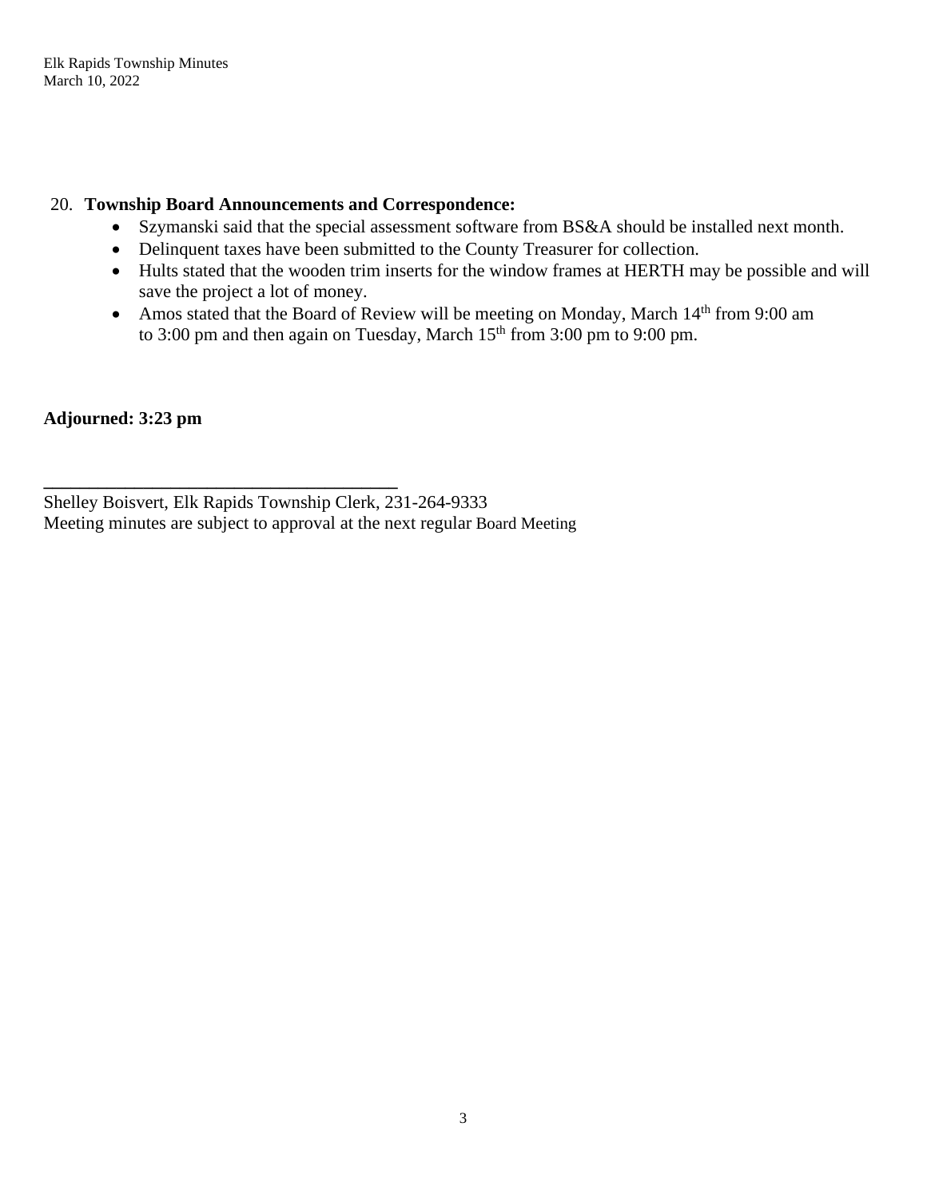20. **Township Board Announcements and Correspondence:**
    - Szymanski said that the special assessment software from BS&A should be installed next month.
    - Delinquent taxes have been submitted to the County Treasurer for collection.
    - Hults stated that the wooden trim inserts for the window frames at HERTH may be possible and will save the project a lot of money.
    - Amos stated that the Board of Review will be meeting on Monday, March 14th from 9:00 am to 3:00 pm and then again on Tuesday, March 15th from 3:00 pm to 9:00 pm.

**Adjourned: 3:23 pm**

______________________________________

Shelley Boisvert, Elk Rapids Township Clerk, 231-264-9333

Meeting minutes are subject to approval at the next regular Board Meeting